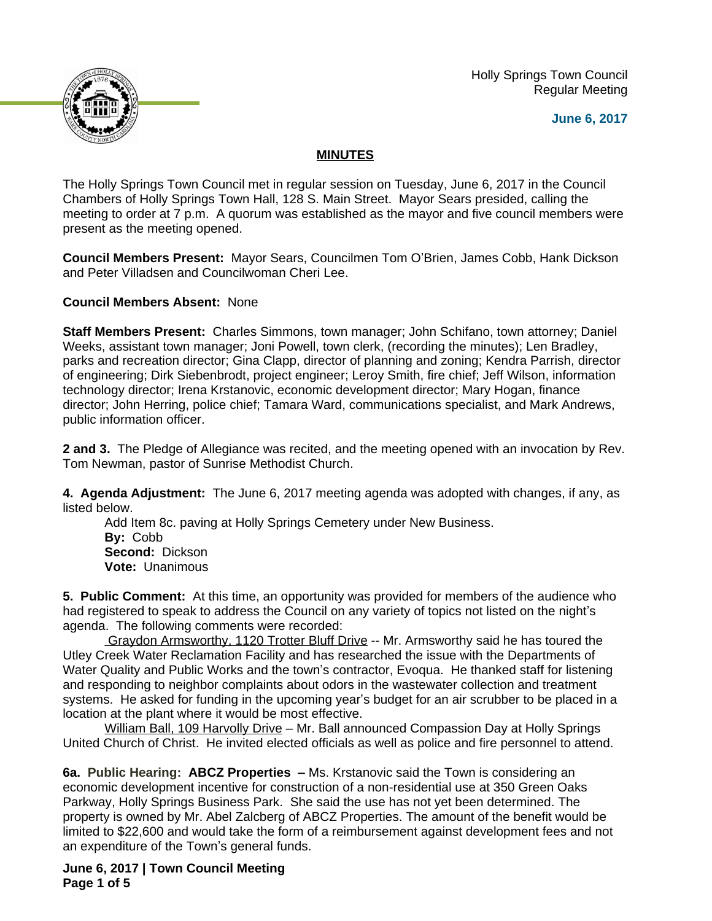Holly Springs Town Council
Regular Meeting

**June 6, 2017**

## MINUTES

The Holly Springs Town Council met in regular session on Tuesday, June 6, 2017 in the Council Chambers of Holly Springs Town Hall, 128 S. Main Street. Mayor Sears presided, calling the meeting to order at 7 p.m. A quorum was established as the mayor and five council members were present as the meeting opened.

**Council Members Present:** Mayor Sears, Councilmen Tom O'Brien, James Cobb, Hank Dickson and Peter Villadsen and Councilwoman Cheri Lee.

**Council Members Absent:** None

**Staff Members Present:** Charles Simmons, town manager; John Schifano, town attorney; Daniel Weeks, assistant town manager; Joni Powell, town clerk, (recording the minutes); Len Bradley, parks and recreation director; Gina Clapp, director of planning and zoning; Kendra Parrish, director of engineering; Dirk Siebenbrodt, project engineer; Leroy Smith, fire chief; Jeff Wilson, information technology director; Irena Krstanovic, economic development director; Mary Hogan, finance director; John Herring, police chief; Tamara Ward, communications specialist, and Mark Andrews, public information officer.

**2 and 3.** The Pledge of Allegiance was recited, and the meeting opened with an invocation by Rev. Tom Newman, pastor of Sunrise Methodist Church.

**4. Agenda Adjustment:** The June 6, 2017 meeting agenda was adopted with changes, if any, as listed below.

Add Item 8c. paving at Holly Springs Cemetery under New Business.
**By:** Cobb
**Second:** Dickson
**Vote:** Unanimous

**5. Public Comment:** At this time, an opportunity was provided for members of the audience who had registered to speak to address the Council on any variety of topics not listed on the night's agenda. The following comments were recorded:

Graydon Armsworthy, 1120 Trotter Bluff Drive -- Mr. Armsworthy said he has toured the Utley Creek Water Reclamation Facility and has researched the issue with the Departments of Water Quality and Public Works and the town's contractor, Evoqua. He thanked staff for listening and responding to neighbor complaints about odors in the wastewater collection and treatment systems. He asked for funding in the upcoming year's budget for an air scrubber to be placed in a location at the plant where it would be most effective.

William Ball, 109 Harvolly Drive – Mr. Ball announced Compassion Day at Holly Springs United Church of Christ. He invited elected officials as well as police and fire personnel to attend.

**6a. Public Hearing: ABCZ Properties –** Ms. Krstanovic said the Town is considering an economic development incentive for construction of a non-residential use at 350 Green Oaks Parkway, Holly Springs Business Park. She said the use has not yet been determined. The property is owned by Mr. Abel Zalcberg of ABCZ Properties. The amount of the benefit would be limited to $22,600 and would take the form of a reimbursement against development fees and not an expenditure of the Town's general funds.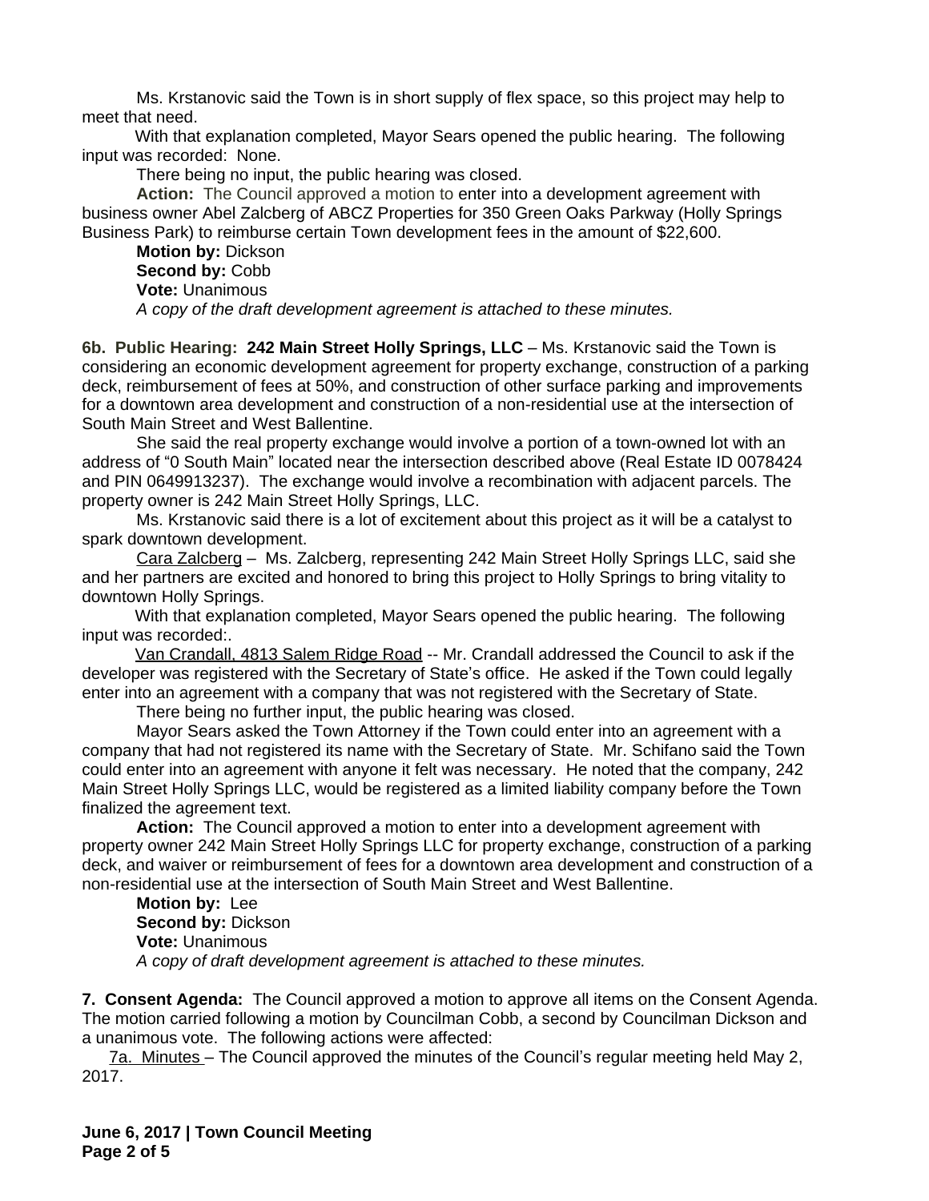Ms. Krstanovic said the Town is in short supply of flex space, so this project may help to meet that need.

With that explanation completed, Mayor Sears opened the public hearing. The following input was recorded: None.

There being no input, the public hearing was closed.

**Action:** The Council approved a motion to enter into a development agreement with business owner Abel Zalcberg of ABCZ Properties for 350 Green Oaks Parkway (Holly Springs Business Park) to reimburse certain Town development fees in the amount of $22,600.

**Motion by:** Dickson
**Second by:** Cobb
**Vote:** Unanimous
*A copy of the draft development agreement is attached to these minutes.*

**6b. Public Hearing: 242 Main Street Holly Springs, LLC** – Ms. Krstanovic said the Town is considering an economic development agreement for property exchange, construction of a parking deck, reimbursement of fees at 50%, and construction of other surface parking and improvements for a downtown area development and construction of a non-residential use at the intersection of South Main Street and West Ballentine.

She said the real property exchange would involve a portion of a town-owned lot with an address of "0 South Main" located near the intersection described above (Real Estate ID 0078424 and PIN 0649913237). The exchange would involve a recombination with adjacent parcels. The property owner is 242 Main Street Holly Springs, LLC.

Ms. Krstanovic said there is a lot of excitement about this project as it will be a catalyst to spark downtown development.

Cara Zalcberg – Ms. Zalcberg, representing 242 Main Street Holly Springs LLC, said she and her partners are excited and honored to bring this project to Holly Springs to bring vitality to downtown Holly Springs.

With that explanation completed, Mayor Sears opened the public hearing. The following input was recorded:.

Van Crandall, 4813 Salem Ridge Road -- Mr. Crandall addressed the Council to ask if the developer was registered with the Secretary of State's office. He asked if the Town could legally enter into an agreement with a company that was not registered with the Secretary of State.

There being no further input, the public hearing was closed.

Mayor Sears asked the Town Attorney if the Town could enter into an agreement with a company that had not registered its name with the Secretary of State. Mr. Schifano said the Town could enter into an agreement with anyone it felt was necessary. He noted that the company, 242 Main Street Holly Springs LLC, would be registered as a limited liability company before the Town finalized the agreement text.

**Action:** The Council approved a motion to enter into a development agreement with property owner 242 Main Street Holly Springs LLC for property exchange, construction of a parking deck, and waiver or reimbursement of fees for a downtown area development and construction of a non-residential use at the intersection of South Main Street and West Ballentine.

**Motion by:** Lee
**Second by:** Dickson
**Vote:** Unanimous
*A copy of draft development agreement is attached to these minutes.*

**7. Consent Agenda:** The Council approved a motion to approve all items on the Consent Agenda. The motion carried following a motion by Councilman Cobb, a second by Councilman Dickson and a unanimous vote. The following actions were affected:

7a. Minutes – The Council approved the minutes of the Council's regular meeting held May 2, 2017.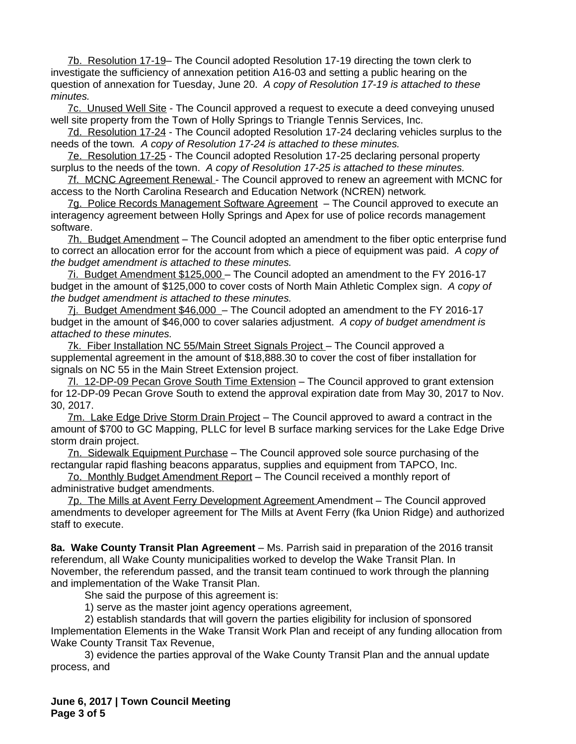7b. Resolution 17-19– The Council adopted Resolution 17-19 directing the town clerk to investigate the sufficiency of annexation petition A16-03 and setting a public hearing on the question of annexation for Tuesday, June 20. *A copy of Resolution 17-19 is attached to these minutes.*

7c. Unused Well Site - The Council approved a request to execute a deed conveying unused well site property from the Town of Holly Springs to Triangle Tennis Services, Inc.

7d. Resolution 17-24 - The Council adopted Resolution 17-24 declaring vehicles surplus to the needs of the town*. A copy of Resolution 17-24 is attached to these minutes.*

7e. Resolution 17-25 - The Council adopted Resolution 17-25 declaring personal property surplus to the needs of the town. *A copy of Resolution 17-25 is attached to these minutes.*

7f. MCNC Agreement Renewal - The Council approved to renew an agreement with MCNC for access to the North Carolina Research and Education Network (NCREN) network*.*

7g. Police Records Management Software Agreement – The Council approved to execute an interagency agreement between Holly Springs and Apex for use of police records management software.

7h. Budget Amendment – The Council adopted an amendment to the fiber optic enterprise fund to correct an allocation error for the account from which a piece of equipment was paid. *A copy of the budget amendment is attached to these minutes.*

7i. Budget Amendment $125,000 – The Council adopted an amendment to the FY 2016-17 budget in the amount of $125,000 to cover costs of North Main Athletic Complex sign. *A copy of the budget amendment is attached to these minutes.*

7j. Budget Amendment $46,000 – The Council adopted an amendment to the FY 2016-17 budget in the amount of $46,000 to cover salaries adjustment. *A copy of budget amendment is attached to these minutes.*

7k. Fiber Installation NC 55/Main Street Signals Project – The Council approved a supplemental agreement in the amount of $18,888.30 to cover the cost of fiber installation for signals on NC 55 in the Main Street Extension project.

7l. 12-DP-09 Pecan Grove South Time Extension – The Council approved to grant extension for 12-DP-09 Pecan Grove South to extend the approval expiration date from May 30, 2017 to Nov. 30, 2017.

7m. Lake Edge Drive Storm Drain Project – The Council approved to award a contract in the amount of $700 to GC Mapping, PLLC for level B surface marking services for the Lake Edge Drive storm drain project.

7n. Sidewalk Equipment Purchase – The Council approved sole source purchasing of the rectangular rapid flashing beacons apparatus, supplies and equipment from TAPCO, Inc.

7o. Monthly Budget Amendment Report – The Council received a monthly report of administrative budget amendments.

7p. The Mills at Avent Ferry Development Agreement Amendment – The Council approved amendments to developer agreement for The Mills at Avent Ferry (fka Union Ridge) and authorized staff to execute.

**8a. Wake County Transit Plan Agreement** – Ms. Parrish said in preparation of the 2016 transit referendum, all Wake County municipalities worked to develop the Wake Transit Plan. In November, the referendum passed, and the transit team continued to work through the planning and implementation of the Wake Transit Plan.

She said the purpose of this agreement is:

1) serve as the master joint agency operations agreement,

2) establish standards that will govern the parties eligibility for inclusion of sponsored Implementation Elements in the Wake Transit Work Plan and receipt of any funding allocation from Wake County Transit Tax Revenue,

3) evidence the parties approval of the Wake County Transit Plan and the annual update process, and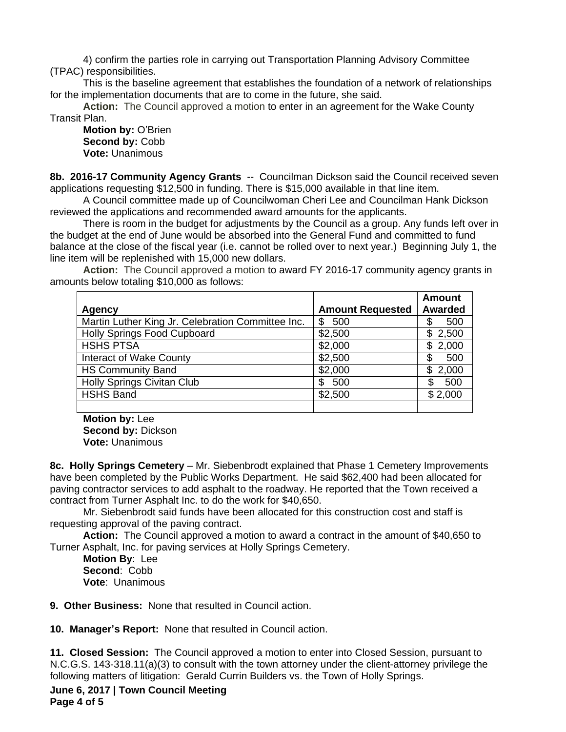4) confirm the parties role in carrying out Transportation Planning Advisory Committee (TPAC) responsibilities.

This is the baseline agreement that establishes the foundation of a network of relationships for the implementation documents that are to come in the future, she said.

**Action:** The Council approved a motion to enter in an agreement for the Wake County Transit Plan.

**Motion by:** O'Brien
**Second by:** Cobb
**Vote:** Unanimous

**8b. 2016-17 Community Agency Grants** -- Councilman Dickson said the Council received seven applications requesting $12,500 in funding. There is $15,000 available in that line item.

A Council committee made up of Councilwoman Cheri Lee and Councilman Hank Dickson reviewed the applications and recommended award amounts for the applicants.

There is room in the budget for adjustments by the Council as a group. Any funds left over in the budget at the end of June would be absorbed into the General Fund and committed to fund balance at the close of the fiscal year (i.e. cannot be rolled over to next year.) Beginning July 1, the line item will be replenished with 15,000 new dollars.

**Action:** The Council approved a motion to award FY 2016-17 community agency grants in amounts below totaling $10,000 as follows:

| Agency | Amount Requested | Amount Awarded |
|---|---|---|
| Martin Luther King Jr. Celebration Committee Inc. | $ 500 | $ 500 |
| Holly Springs Food Cupboard | $2,500 | $ 2,500 |
| HSHS PTSA | $2,000 | $ 2,000 |
| Interact of Wake County | $2,500 | $ 500 |
| HS Community Band | $2,000 | $ 2,000 |
| Holly Springs Civitan Club | $ 500 | $ 500 |
| HSHS Band | $2,500 | $ 2,000 |
| | | |

**Motion by:** Lee
**Second by:** Dickson
**Vote:** Unanimous

**8c. Holly Springs Cemetery** – Mr. Siebenbrodt explained that Phase 1 Cemetery Improvements have been completed by the Public Works Department. He said $62,400 had been allocated for paving contractor services to add asphalt to the roadway. He reported that the Town received a contract from Turner Asphalt Inc. to do the work for $40,650.

Mr. Siebenbrodt said funds have been allocated for this construction cost and staff is requesting approval of the paving contract.

**Action:** The Council approved a motion to award a contract in the amount of $40,650 to Turner Asphalt, Inc. for paving services at Holly Springs Cemetery.

**Motion By**: Lee
**Second**: Cobb
**Vote**: Unanimous

**9. Other Business:** None that resulted in Council action.

**10. Manager's Report:** None that resulted in Council action.

**11. Closed Session:** The Council approved a motion to enter into Closed Session, pursuant to N.C.G.S. 143-318.11(a)(3) to consult with the town attorney under the client-attorney privilege the following matters of litigation: Gerald Currin Builders vs. the Town of Holly Springs.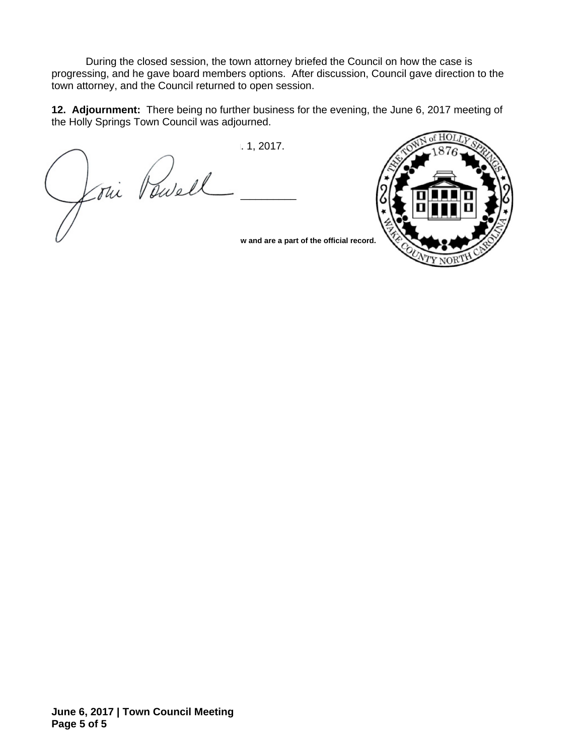During the closed session, the town attorney briefed the Council on how the case is progressing, and he gave board members options. After discussion, Council gave direction to the town attorney, and the Council returned to open session.

**12. Adjournment:** There being no further business for the evening, the June 6, 2017 meeting of the Holly Springs Town Council was adjourned.

. 1, 2017.

________

**w and are a part of the official record.**